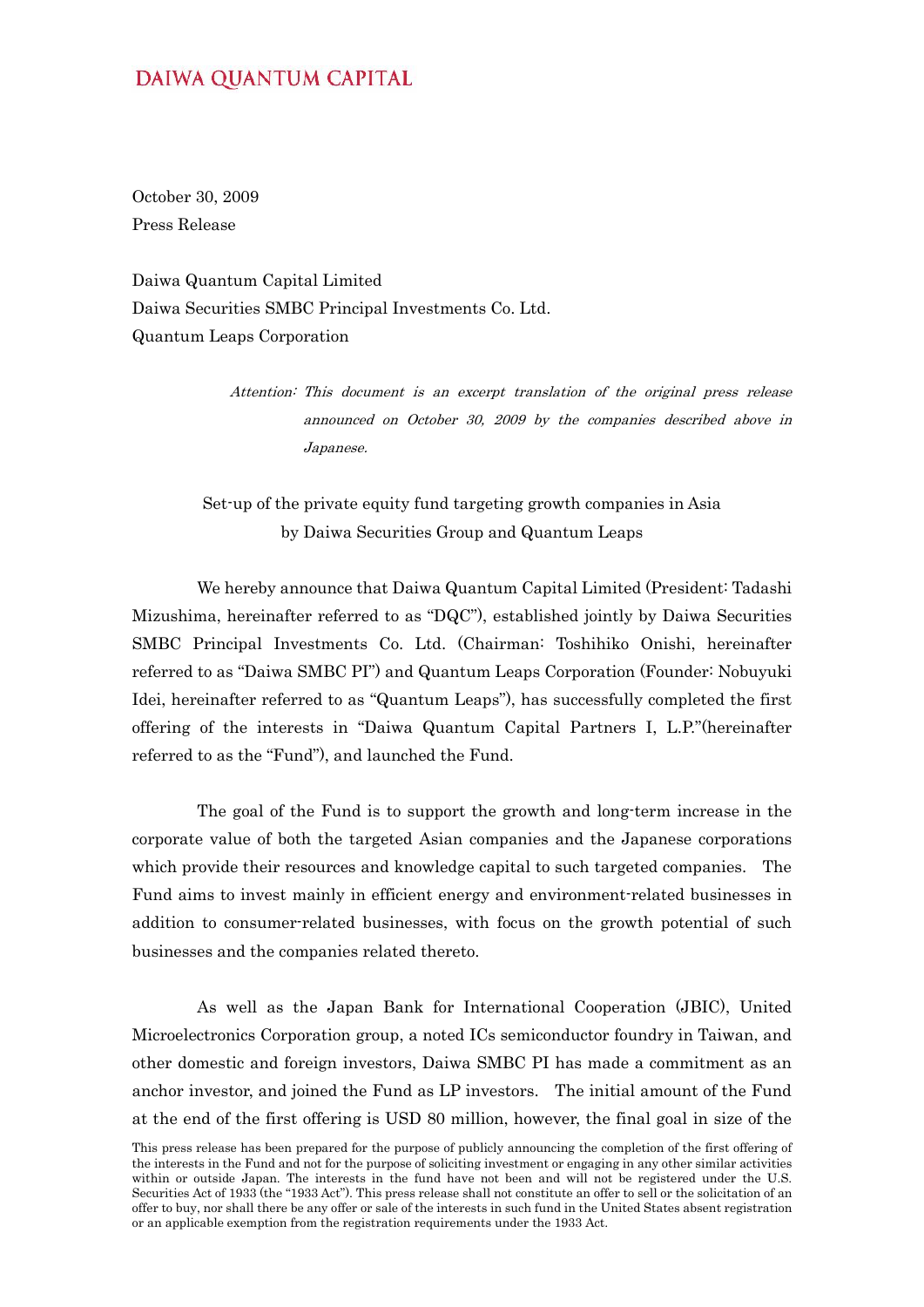DAIWA QUANTUM CAPITAL

October 30, 2009
Press Release

Daiwa Quantum Capital Limited
Daiwa Securities SMBC Principal Investments Co. Ltd.
Quantum Leaps Corporation

*Attention: This document is an excerpt translation of the original press release announced on October 30, 2009 by the companies described above in Japanese.*

## Set-up of the private equity fund targeting growth companies in Asia by Daiwa Securities Group and Quantum Leaps

We hereby announce that Daiwa Quantum Capital Limited (President: Tadashi Mizushima, hereinafter referred to as "DQC"), established jointly by Daiwa Securities SMBC Principal Investments Co. Ltd. (Chairman: Toshihiko Onishi, hereinafter referred to as "Daiwa SMBC PI") and Quantum Leaps Corporation (Founder: Nobuyuki Idei, hereinafter referred to as "Quantum Leaps"), has successfully completed the first offering of the interests in "Daiwa Quantum Capital Partners I, L.P."(hereinafter referred to as the "Fund"), and launched the Fund.

The goal of the Fund is to support the growth and long-term increase in the corporate value of both the targeted Asian companies and the Japanese corporations which provide their resources and knowledge capital to such targeted companies. The Fund aims to invest mainly in efficient energy and environment-related businesses in addition to consumer-related businesses, with focus on the growth potential of such businesses and the companies related thereto.

As well as the Japan Bank for International Cooperation (JBIC), United Microelectronics Corporation group, a noted ICs semiconductor foundry in Taiwan, and other domestic and foreign investors, Daiwa SMBC PI has made a commitment as an anchor investor, and joined the Fund as LP investors. The initial amount of the Fund at the end of the first offering is USD 80 million, however, the final goal in size of the

This press release has been prepared for the purpose of publicly announcing the completion of the first offering of the interests in the Fund and not for the purpose of soliciting investment or engaging in any other similar activities within or outside Japan. The interests in the fund have not been and will not be registered under the U.S. Securities Act of 1933 (the "1933 Act"). This press release shall not constitute an offer to sell or the solicitation of an offer to buy, nor shall there be any offer or sale of the interests in such fund in the United States absent registration or an applicable exemption from the registration requirements under the 1933 Act.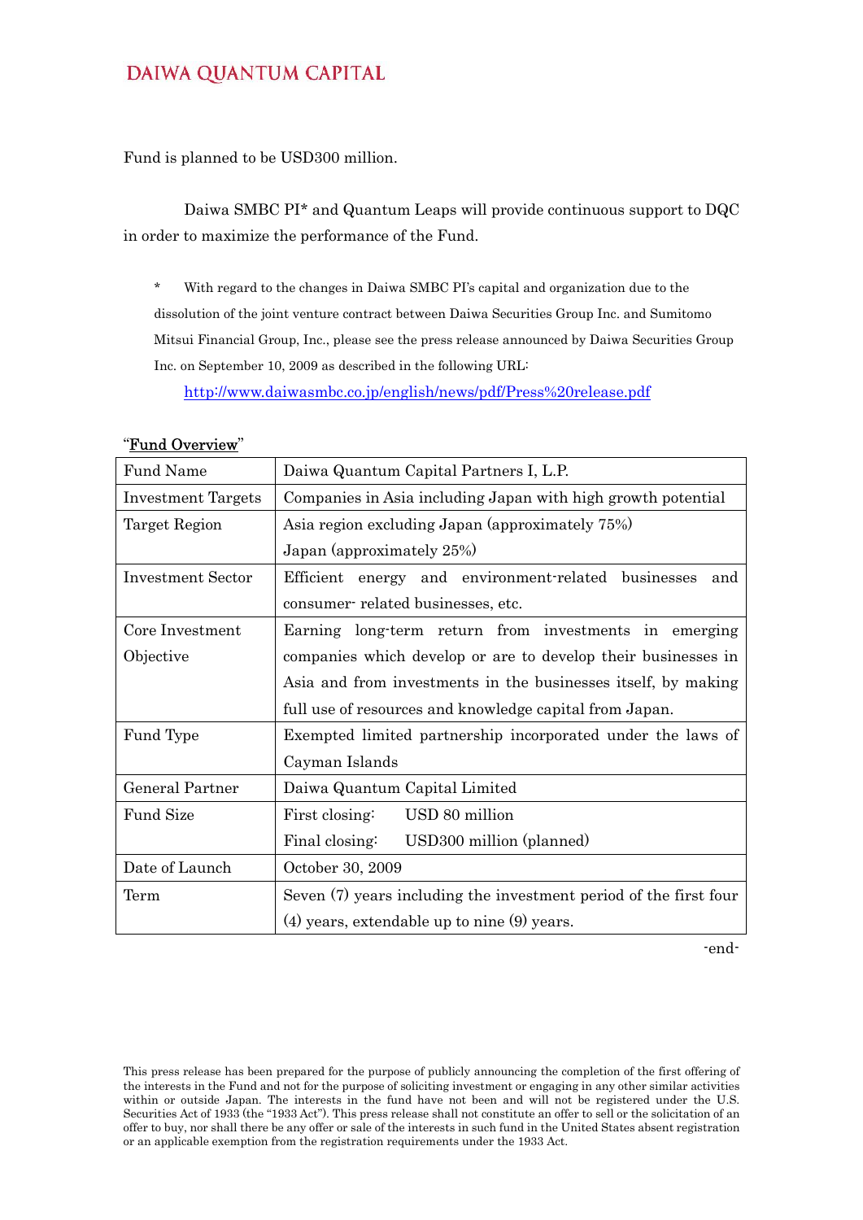Fund is planned to be USD300 million.

Daiwa SMBC PI* and Quantum Leaps will provide continuous support to DQC in order to maximize the performance of the Fund.

\* With regard to the changes in Daiwa SMBC PI's capital and organization due to the dissolution of the joint venture contract between Daiwa Securities Group Inc. and Sumitomo Mitsui Financial Group, Inc., please see the press release announced by Daiwa Securities Group Inc. on September 10, 2009 as described in the following URL:

http://www.daiwasmbc.co.jp/english/news/pdf/Press%20release.pdf

"**Fund Overview**"

| | |
|---|---|
| Fund Name | Daiwa Quantum Capital Partners I, L.P. |
| Investment Targets | Companies in Asia including Japan with high growth potential |
| Target Region | Asia region excluding Japan (approximately 75%)<br>Japan (approximately 25%) |
| Investment Sector | Efficient energy and environment-related businesses and consumer- related businesses, etc. |
| Core Investment Objective | Earning long-term return from investments in emerging companies which develop or are to develop their businesses in Asia and from investments in the businesses itself, by making full use of resources and knowledge capital from Japan. |
| Fund Type | Exempted limited partnership incorporated under the laws of Cayman Islands |
| General Partner | Daiwa Quantum Capital Limited |
| Fund Size | First closing: USD 80 million<br>Final closing: USD300 million (planned) |
| Date of Launch | October 30, 2009 |
| Term | Seven (7) years including the investment period of the first four (4) years, extendable up to nine (9) years. |

-end-

This press release has been prepared for the purpose of publicly announcing the completion of the first offering of the interests in the Fund and not for the purpose of soliciting investment or engaging in any other similar activities within or outside Japan. The interests in the fund have not been and will not be registered under the U.S. Securities Act of 1933 (the "1933 Act"). This press release shall not constitute an offer to sell or the solicitation of an offer to buy, nor shall there be any offer or sale of the interests in such fund in the United States absent registration or an applicable exemption from the registration requirements under the 1933 Act.